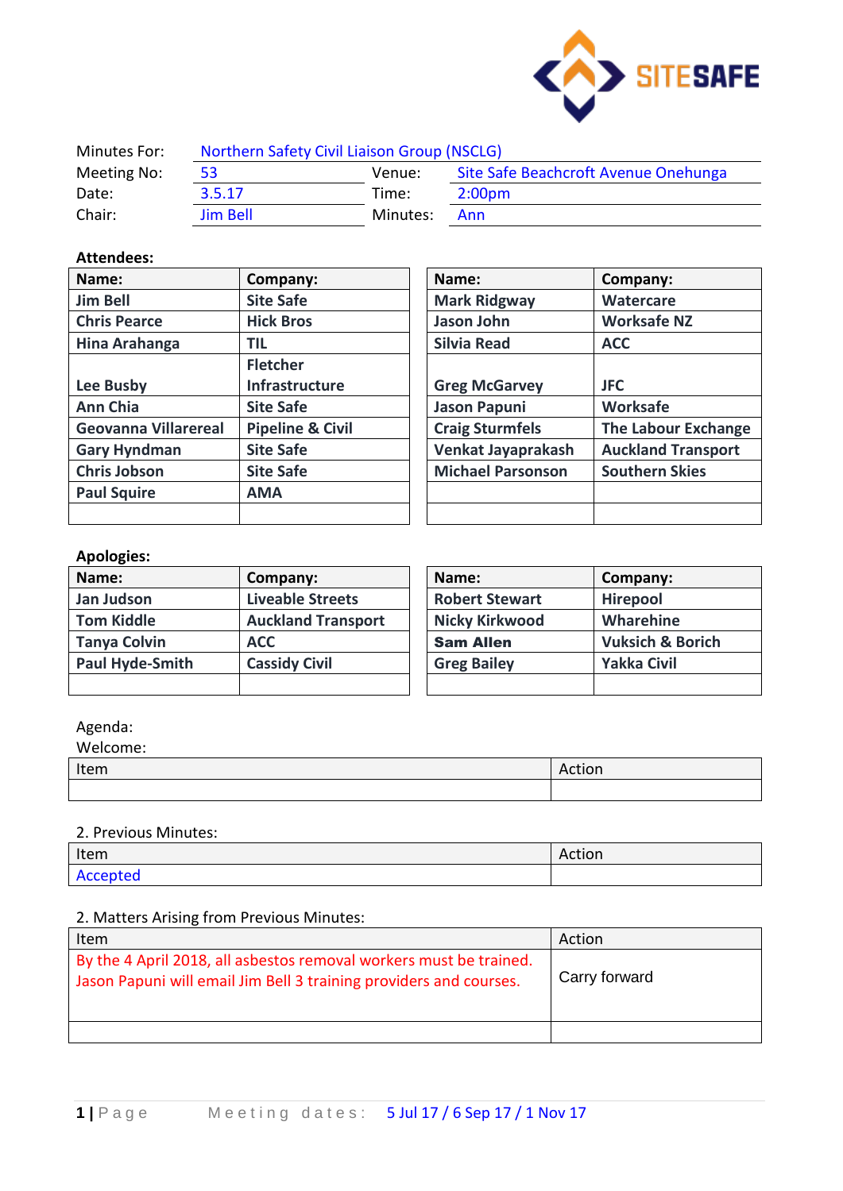| Minutes For: | Northern Safety Civil Liaison Group (NSCLG) | | |
|---|---|---|---|
| Meeting No: | 53 | Venue: | Site Safe Beachcroft Avenue Onehunga |
| Date: | 3.5.17 | Time: | 2:00pm |
| Chair: | Jim Bell | Minutes: | Ann |

**Attendees:**

| Name: | Company: | Name: | Company: |
|---|---|---|---|
| Jim Bell | Site Safe | Mark Ridgway | Watercare |
| Chris Pearce | Hick Bros | Jason John | Worksafe NZ |
| Hina Arahanga | TIL | Silvia Read | ACC |
| Lee Busby | Fletcher Infrastructure | Greg McGarvey | JFC |
| Ann Chia | Site Safe | Jason Papuni | Worksafe |
| Geovanna Villarereal | Pipeline & Civil | Craig Sturmfels | The Labour Exchange |
| Gary Hyndman | Site Safe | Venkat Jayaprakash | Auckland Transport |
| Chris Jobson | Site Safe | Michael Parsonson | Southern Skies |
| Paul Squire | AMA | | |
| | | | |

**Apologies:**

| Name: | Company: | Name: | Company: |
|---|---|---|---|
| Jan Judson | Liveable Streets | Robert Stewart | Hirepool |
| Tom Kiddle | Auckland Transport | Nicky Kirkwood | Wharehine |
| Tanya Colvin | ACC | Sam Allen | Vuksich & Borich |
| Paul Hyde-Smith | Cassidy Civil | Greg Bailey | Yakka Civil |
| | | | |

Agenda:

Welcome:

| Item | Action |
|---|---|
| | |

2. Previous Minutes:

| Item | Action |
|---|---|
| Accepted | |

2. Matters Arising from Previous Minutes:

| Item | Action |
|---|---|
| By the 4 April 2018, all asbestos removal workers must be trained. Jason Papuni will email Jim Bell 3 training providers and courses. | Carry forward |
| | |

Meeting dates: 5 Jul 17 / 6 Sep 17 / 1 Nov 17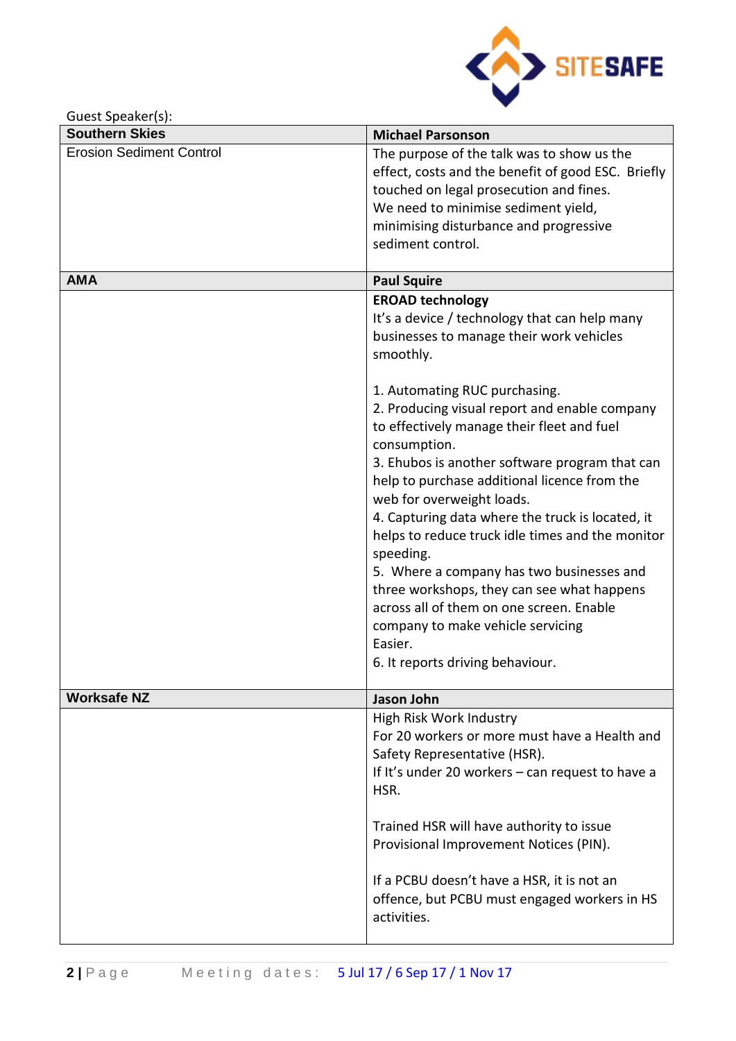Guest Speaker(s):

| Southern Skies | Michael Parsonson |
|---|---|
| Erosion Sediment Control | The purpose of the talk was to show us the effect, costs and the benefit of good ESC. Briefly touched on legal prosecution and fines.<br>We need to minimise sediment yield, minimising disturbance and progressive sediment control. |
| **AMA** | **Paul Squire** |
| | **EROAD technology**<br>It's a device / technology that can help many businesses to manage their work vehicles smoothly.<br><br>1. Automating RUC purchasing.<br>2. Producing visual report and enable company to effectively manage their fleet and fuel consumption.<br>3. Ehubos is another software program that can help to purchase additional licence from the web for overweight loads.<br>4. Capturing data where the truck is located, it helps to reduce truck idle times and the monitor speeding.<br>5. Where a company has two businesses and three workshops, they can see what happens across all of them on one screen. Enable company to make vehicle servicing Easier.<br>6. It reports driving behaviour. |
| **Worksafe NZ** | **Jason John** |
| | High Risk Work Industry<br>For 20 workers or more must have a Health and Safety Representative (HSR).<br>If It's under 20 workers – can request to have a HSR.<br><br>Trained HSR will have authority to issue Provisional Improvement Notices (PIN).<br><br>If a PCBU doesn't have a HSR, it is not an offence, but PCBU must engaged workers in HS activities. |

Meeting dates: 5 Jul 17 / 6 Sep 17 / 1 Nov 17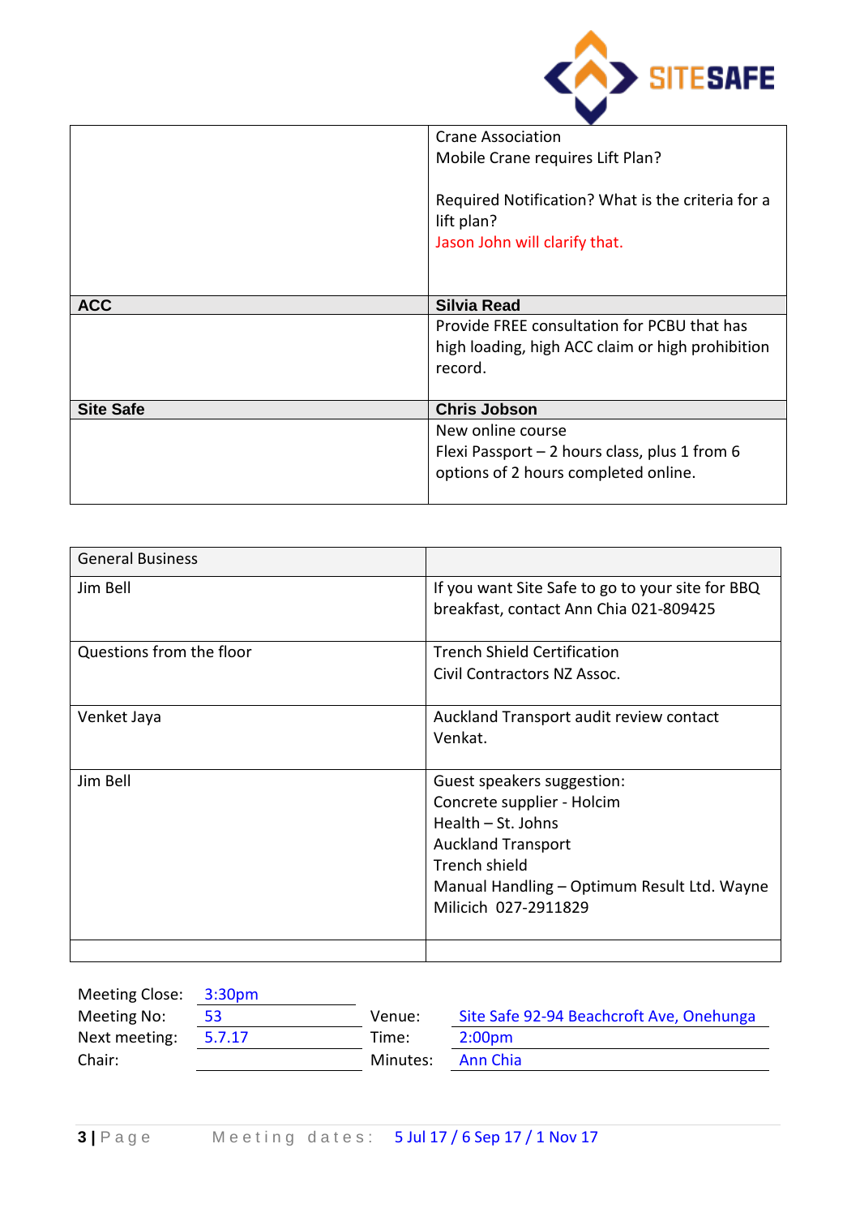| | |
|---|---|
| | Crane Association<br>Mobile Crane requires Lift Plan?<br><br>Required Notification? What is the criteria for a lift plan?<br>Jason John will clarify that. |
| **ACC** | **Silvia Read** |
| | Provide FREE consultation for PCBU that has high loading, high ACC claim or high prohibition record. |
| **Site Safe** | **Chris Jobson** |
| | New online course<br>Flexi Passport – 2 hours class, plus 1 from 6 options of 2 hours completed online. |

| General Business | |
|---|---|
| Jim Bell | If you want Site Safe to go to your site for BBQ breakfast, contact Ann Chia 021-809425 |
| Questions from the floor | Trench Shield Certification<br>Civil Contractors NZ Assoc. |
| Venket Jaya | Auckland Transport audit review contact Venkat. |
| Jim Bell | Guest speakers suggestion:<br>Concrete supplier - Holcim<br>Health – St. Johns<br>Auckland Transport<br>Trench shield<br>Manual Handling – Optimum Result Ltd. Wayne Milicich 027-2911829 |
| | |

| | | | |
|---|---|---|---|
| Meeting Close: | 3:30pm | | |
| Meeting No: | 53 | Venue: | Site Safe 92-94 Beachcroft Ave, Onehunga |
| Next meeting: | 5.7.17 | Time: | 2:00pm |
| Chair: | | Minutes: | Ann Chia |

Meeting dates: 5 Jul 17 / 6 Sep 17 / 1 Nov 17